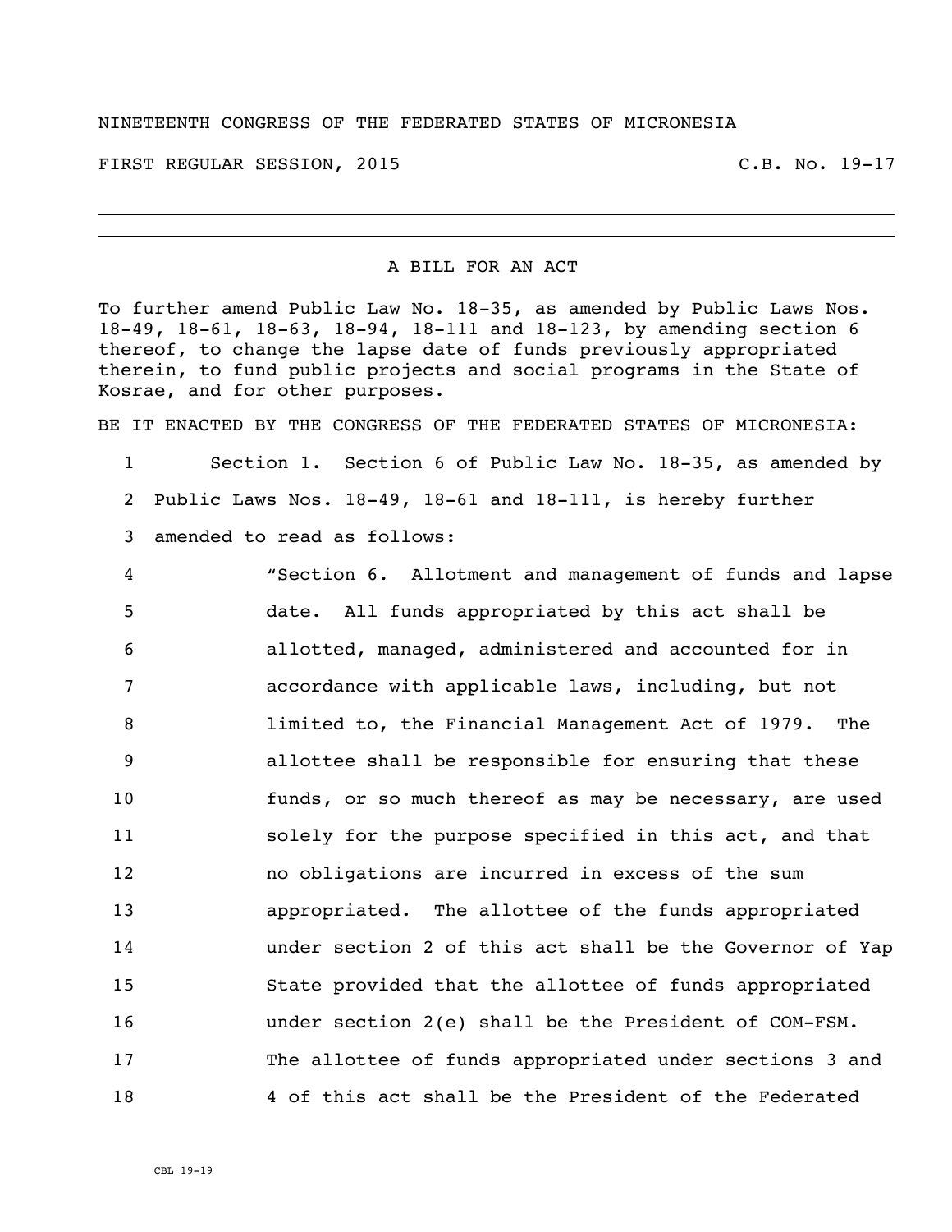NINETEENTH CONGRESS OF THE FEDERATED STATES OF MICRONESIA

FIRST REGULAR SESSION, 2015 C.B. No. 19-17

---

A BILL FOR AN ACT

To further amend Public Law No. 18-35, as amended by Public Laws Nos. 18-49, 18-61, 18-63, 18-94, 18-111 and 18-123, by amending section 6 thereof, to change the lapse date of funds previously appropriated therein, to fund public projects and social programs in the State of Kosrae, and for other purposes.

BE IT ENACTED BY THE CONGRESS OF THE FEDERATED STATES OF MICRONESIA:

1 Section 1. Section 6 of Public Law No. 18-35, as amended by
2 Public Laws Nos. 18-49, 18-61 and 18-111, is hereby further
3 amended to read as follows:

4 "Section 6. Allotment and management of funds and lapse
5 date. All funds appropriated by this act shall be
6 allotted, managed, administered and accounted for in
7 accordance with applicable laws, including, but not
8 limited to, the Financial Management Act of 1979. The
9 allottee shall be responsible for ensuring that these
10 funds, or so much thereof as may be necessary, are used
11 solely for the purpose specified in this act, and that
12 no obligations are incurred in excess of the sum
13 appropriated. The allottee of the funds appropriated
14 under section 2 of this act shall be the Governor of Yap
15 State provided that the allottee of funds appropriated
16 under section 2(e) shall be the President of COM-FSM.
17 The allottee of funds appropriated under sections 3 and
18 4 of this act shall be the President of the Federated

CBL 19-19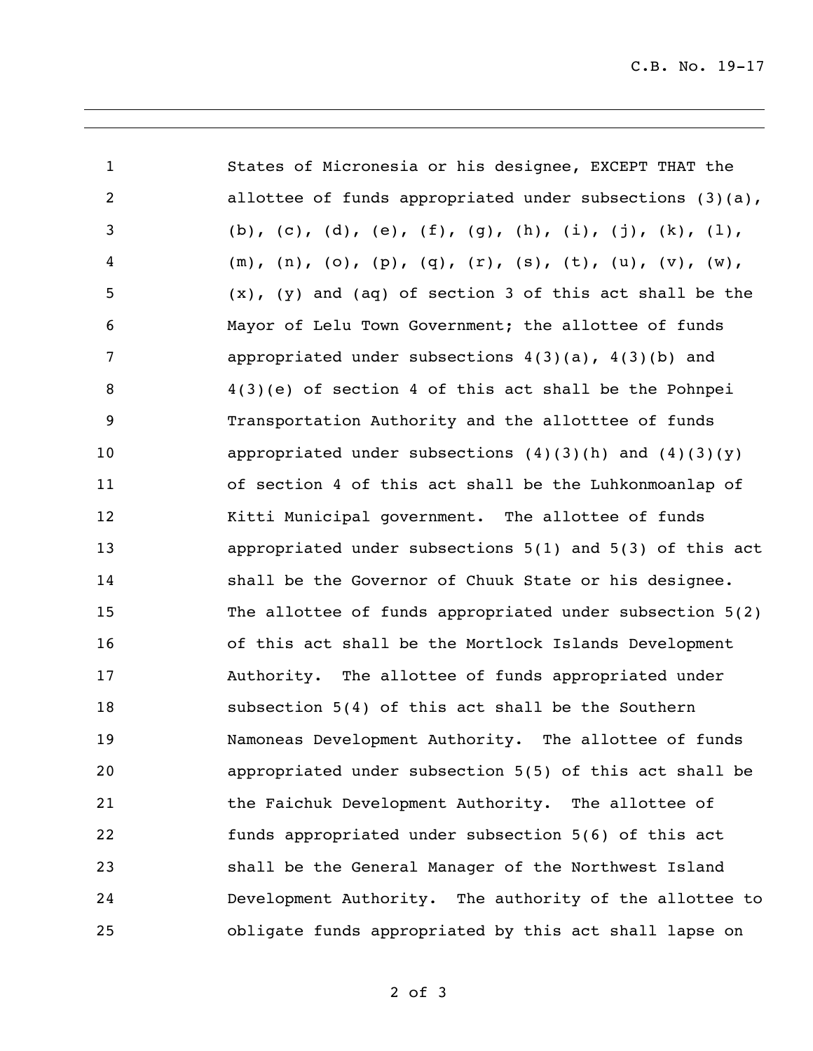States of Micronesia or his designee, EXCEPT THAT the allottee of funds appropriated under subsections (3)(a), (b), (c), (d), (e), (f), (g), (h), (i), (j), (k), (l), (m), (n), (o), (p), (q), (r), (s), (t), (u), (v), (w), (x), (y) and (aq) of section 3 of this act shall be the Mayor of Lelu Town Government; the allottee of funds appropriated under subsections 4(3)(a), 4(3)(b) and 4(3)(e) of section 4 of this act shall be the Pohnpei Transportation Authority and the allotttee of funds appropriated under subsections (4)(3)(h) and (4)(3)(y) of section 4 of this act shall be the Luhkonmoanlap of Kitti Municipal government. The allottee of funds appropriated under subsections 5(1) and 5(3) of this act shall be the Governor of Chuuk State or his designee. The allottee of funds appropriated under subsection 5(2) of this act shall be the Mortlock Islands Development Authority. The allottee of funds appropriated under subsection 5(4) of this act shall be the Southern Namoneas Development Authority. The allottee of funds appropriated under subsection 5(5) of this act shall be the Faichuk Development Authority. The allottee of funds appropriated under subsection 5(6) of this act shall be the General Manager of the Northwest Island Development Authority. The authority of the allottee to obligate funds appropriated by this act shall lapse on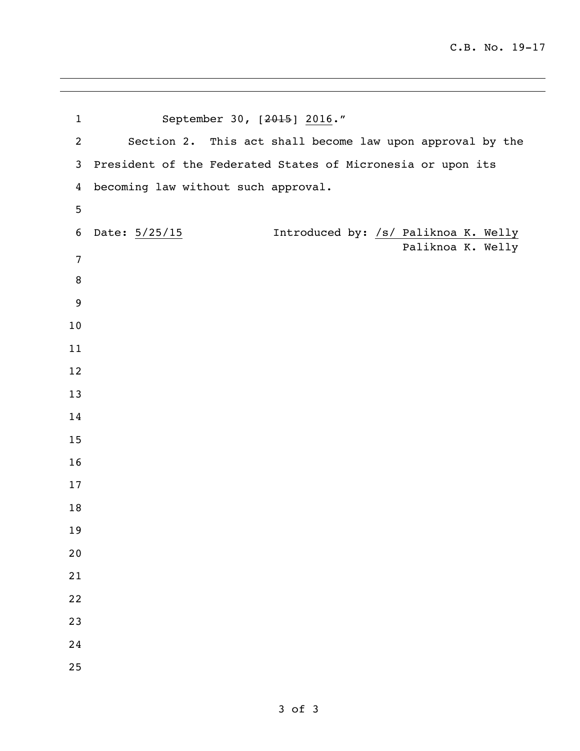September 30, [~~2015~~] <u>2016</u>."

Section 2. This act shall become law upon approval by the President of the Federated States of Micronesia or upon its becoming law without such approval.

Date: <u>5/25/15</u>    Introduced by: <u>/s/ Paliknoa K. Welly</u>
Paliknoa K. Welly